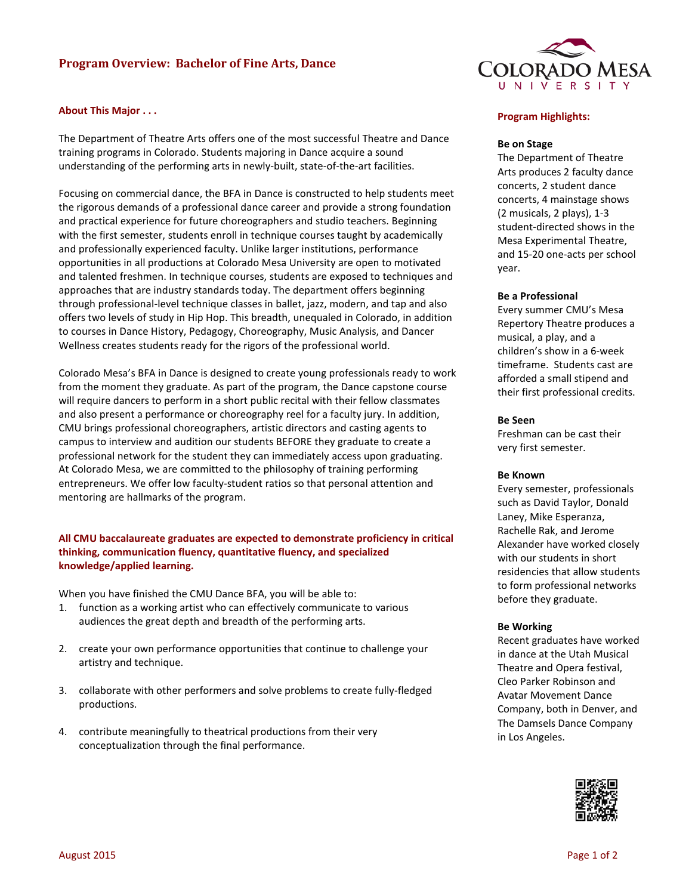# Program Overview: Bachelor of Fine Arts, Dance

## About This Major . . .

The Department of Theatre Arts offers one of the most successful Theatre and Dance training programs in Colorado. Students majoring in Dance acquire a sound understanding of the performing arts in newly-built, state-of-the-art facilities.

Focusing on commercial dance, the BFA in Dance is constructed to help students meet the rigorous demands of a professional dance career and provide a strong foundation and practical experience for future choreographers and studio teachers. Beginning with the first semester, students enroll in technique courses taught by academically and professionally experienced faculty. Unlike larger institutions, performance opportunities in all productions at Colorado Mesa University are open to motivated and talented freshmen. In technique courses, students are exposed to techniques and approaches that are industry standards today. The department offers beginning through professional-level technique classes in ballet, jazz, modern, and tap and also offers two levels of study in Hip Hop. This breadth, unequaled in Colorado, in addition to courses in Dance History, Pedagogy, Choreography, Music Analysis, and Dancer Wellness creates students ready for the rigors of the professional world.

Colorado Mesa's BFA in Dance is designed to create young professionals ready to work from the moment they graduate. As part of the program, the Dance capstone course will require dancers to perform in a short public recital with their fellow classmates and also present a performance or choreography reel for a faculty jury. In addition, CMU brings professional choreographers, artistic directors and casting agents to campus to interview and audition our students BEFORE they graduate to create a professional network for the student they can immediately access upon graduating. At Colorado Mesa, we are committed to the philosophy of training performing entrepreneurs. We offer low faculty-student ratios so that personal attention and mentoring are hallmarks of the program.

**All CMU baccalaureate graduates are expected to demonstrate proficiency in critical thinking, communication fluency, quantitative fluency, and specialized knowledge/applied learning.**

When you have finished the CMU Dance BFA, you will be able to:

1. function as a working artist who can effectively communicate to various audiences the great depth and breadth of the performing arts.
2. create your own performance opportunities that continue to challenge your artistry and technique.
3. collaborate with other performers and solve problems to create fully-fledged productions.
4. contribute meaningfully to theatrical productions from their very conceptualization through the final performance.

## Program Highlights:

**Be on Stage**
The Department of Theatre Arts produces 2 faculty dance concerts, 2 student dance concerts, 4 mainstage shows (2 musicals, 2 plays), 1-3 student-directed shows in the Mesa Experimental Theatre, and 15-20 one-acts per school year.

**Be a Professional**
Every summer CMU's Mesa Repertory Theatre produces a musical, a play, and a children's show in a 6-week timeframe. Students cast are afforded a small stipend and their first professional credits.

**Be Seen**
Freshman can be cast their very first semester.

**Be Known**
Every semester, professionals such as David Taylor, Donald Laney, Mike Esperanza, Rachelle Rak, and Jerome Alexander have worked closely with our students in short residencies that allow students to form professional networks before they graduate.

**Be Working**
Recent graduates have worked in dance at the Utah Musical Theatre and Opera festival, Cleo Parker Robinson and Avatar Movement Dance Company, both in Denver, and The Damsels Dance Company in Los Angeles.

August 2015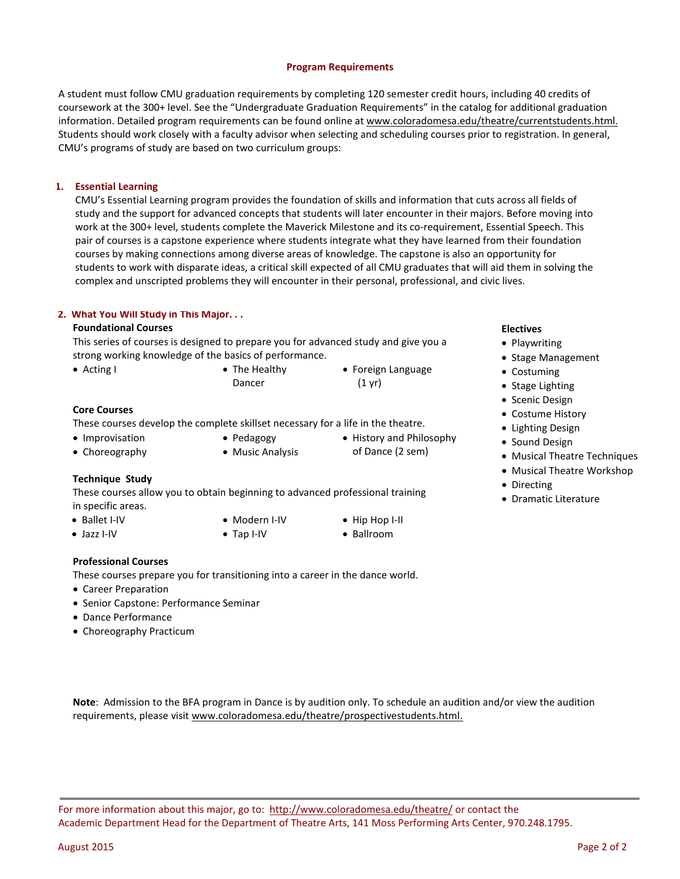## Program Requirements

A student must follow CMU graduation requirements by completing 120 semester credit hours, including 40 credits of coursework at the 300+ level. See the "Undergraduate Graduation Requirements" in the catalog for additional graduation information. Detailed program requirements can be found online at www.coloradomesa.edu/theatre/currentstudents.html. Students should work closely with a faculty advisor when selecting and scheduling courses prior to registration. In general, CMU's programs of study are based on two curriculum groups:

### 1. Essential Learning

CMU's Essential Learning program provides the foundation of skills and information that cuts across all fields of study and the support for advanced concepts that students will later encounter in their majors. Before moving into work at the 300+ level, students complete the Maverick Milestone and its co-requirement, Essential Speech. This pair of courses is a capstone experience where students integrate what they have learned from their foundation courses by making connections among diverse areas of knowledge. The capstone is also an opportunity for students to work with disparate ideas, a critical skill expected of all CMU graduates that will aid them in solving the complex and unscripted problems they will encounter in their personal, professional, and civic lives.

### 2. What You Will Study in This Major. . .

**Foundational Courses**

This series of courses is designed to prepare you for advanced study and give you a strong working knowledge of the basics of performance.

- Acting I
- The Healthy Dancer
- Foreign Language (1 yr)

**Core Courses**

These courses develop the complete skillset necessary for a life in the theatre.

- Improvisation
- Choreography
- Pedagogy
- Music Analysis
- History and Philosophy of Dance (2 sem)

**Technique Study**

These courses allow you to obtain beginning to advanced professional training in specific areas.

- Ballet I-IV
- Jazz I-IV
- Modern I-IV
- Tap I-IV
- Hip Hop I-II
- Ballroom

**Professional Courses**

These courses prepare you for transitioning into a career in the dance world.

- Career Preparation
- Senior Capstone: Performance Seminar
- Dance Performance
- Choreography Practicum

**Electives**

- Playwriting
- Stage Management
- Costuming
- Stage Lighting
- Scenic Design
- Costume History
- Lighting Design
- Sound Design
- Musical Theatre Techniques
- Musical Theatre Workshop
- Directing
- Dramatic Literature

**Note**: Admission to the BFA program in Dance is by audition only. To schedule an audition and/or view the audition requirements, please visit www.coloradomesa.edu/theatre/prospectivestudents.html.

For more information about this major, go to: http://www.coloradomesa.edu/theatre/ or contact the Academic Department Head for the Department of Theatre Arts, 141 Moss Performing Arts Center, 970.248.1795.

August 2015